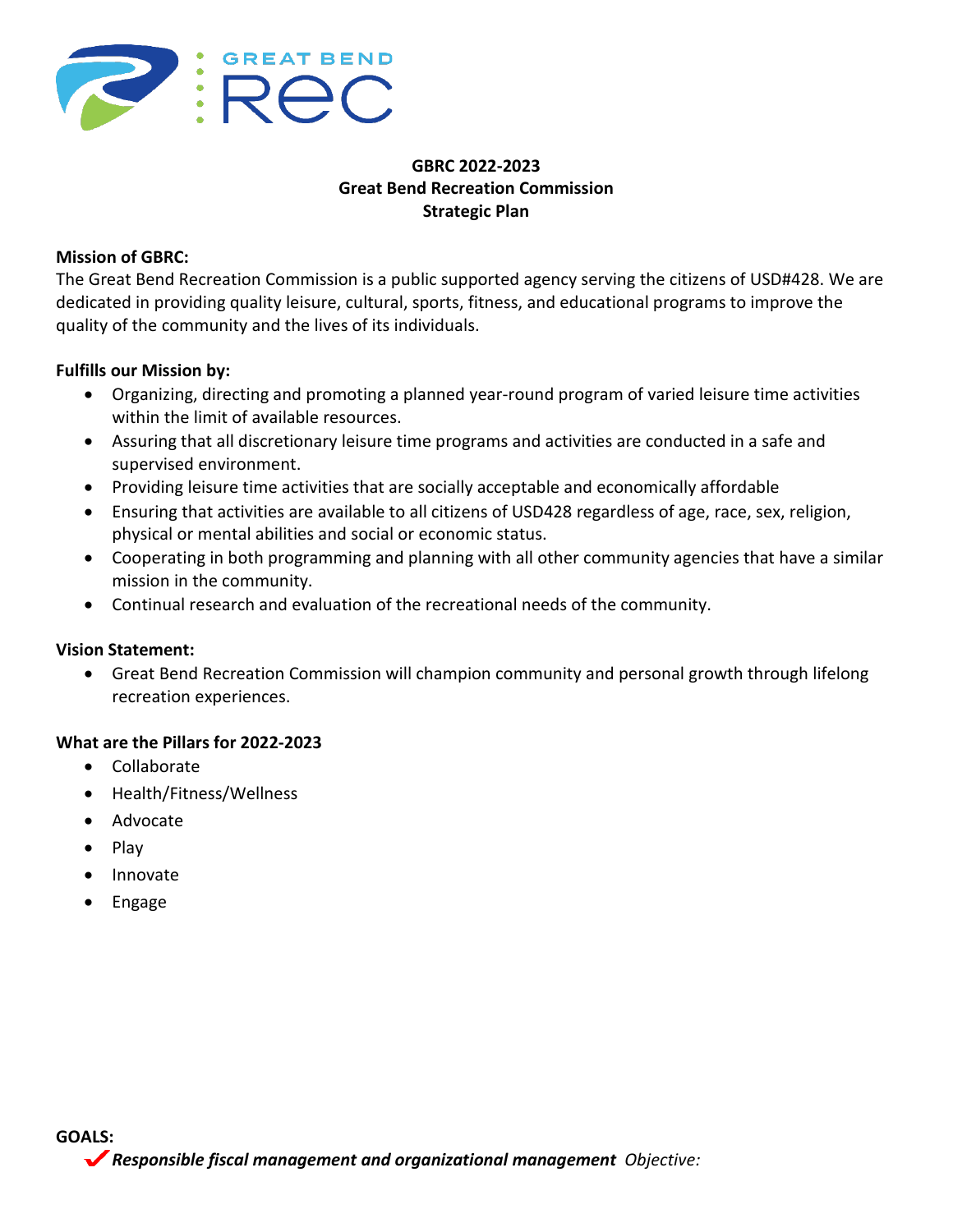**GBRC 2022-2023**
**Great Bend Recreation Commission**
**Strategic Plan**

**Mission of GBRC:**
The Great Bend Recreation Commission is a public supported agency serving the citizens of USD#428. We are dedicated in providing quality leisure, cultural, sports, fitness, and educational programs to improve the quality of the community and the lives of its individuals.

**Fulfills our Mission by:**

- Organizing, directing and promoting a planned year-round program of varied leisure time activities within the limit of available resources.
- Assuring that all discretionary leisure time programs and activities are conducted in a safe and supervised environment.
- Providing leisure time activities that are socially acceptable and economically affordable
- Ensuring that activities are available to all citizens of USD428 regardless of age, race, sex, religion, physical or mental abilities and social or economic status.
- Cooperating in both programming and planning with all other community agencies that have a similar mission in the community.
- Continual research and evaluation of the recreational needs of the community.

**Vision Statement:**

- Great Bend Recreation Commission will champion community and personal growth through lifelong recreation experiences.

**What are the Pillars for 2022-2023**

- Collaborate
- Health/Fitness/Wellness
- Advocate
- Play
- Innovate
- Engage

**GOALS:**

✔ ***Responsible fiscal management and organizational management*** *Objective:*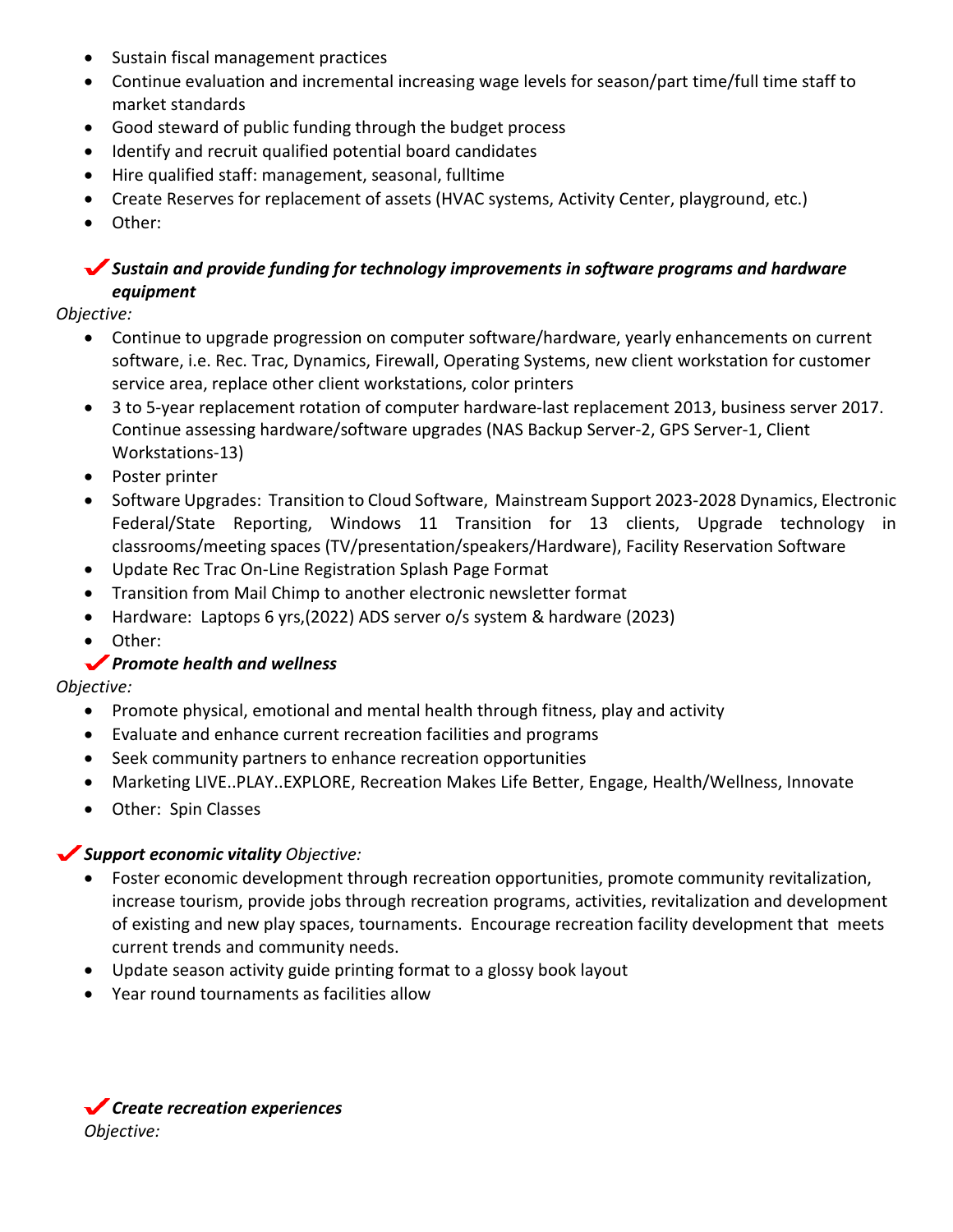- Sustain fiscal management practices
- Continue evaluation and incremental increasing wage levels for season/part time/full time staff to market standards
- Good steward of public funding through the budget process
- Identify and recruit qualified potential board candidates
- Hire qualified staff: management, seasonal, fulltime
- Create Reserves for replacement of assets (HVAC systems, Activity Center, playground, etc.)
- Other:

✔ ***Sustain and provide funding for technology improvements in software programs and hardware equipment***

*Objective:*

- Continue to upgrade progression on computer software/hardware, yearly enhancements on current software, i.e. Rec. Trac, Dynamics, Firewall, Operating Systems, new client workstation for customer service area, replace other client workstations, color printers
- 3 to 5-year replacement rotation of computer hardware-last replacement 2013, business server 2017. Continue assessing hardware/software upgrades (NAS Backup Server-2, GPS Server-1, Client Workstations-13)
- Poster printer
- Software Upgrades: Transition to Cloud Software, Mainstream Support 2023-2028 Dynamics, Electronic Federal/State Reporting, Windows 11 Transition for 13 clients, Upgrade technology in classrooms/meeting spaces (TV/presentation/speakers/Hardware), Facility Reservation Software
- Update Rec Trac On-Line Registration Splash Page Format
- Transition from Mail Chimp to another electronic newsletter format
- Hardware: Laptops 6 yrs,(2022) ADS server o/s system & hardware (2023)
- Other:

✔ ***Promote health and wellness***

*Objective:*

- Promote physical, emotional and mental health through fitness, play and activity
- Evaluate and enhance current recreation facilities and programs
- Seek community partners to enhance recreation opportunities
- Marketing LIVE..PLAY..EXPLORE, Recreation Makes Life Better, Engage, Health/Wellness, Innovate
- Other: Spin Classes

✔ ***Support economic vitality*** *Objective:*

- Foster economic development through recreation opportunities, promote community revitalization, increase tourism, provide jobs through recreation programs, activities, revitalization and development of existing and new play spaces, tournaments. Encourage recreation facility development that meets current trends and community needs.
- Update season activity guide printing format to a glossy book layout
- Year round tournaments as facilities allow

✔ ***Create recreation experiences***

*Objective:*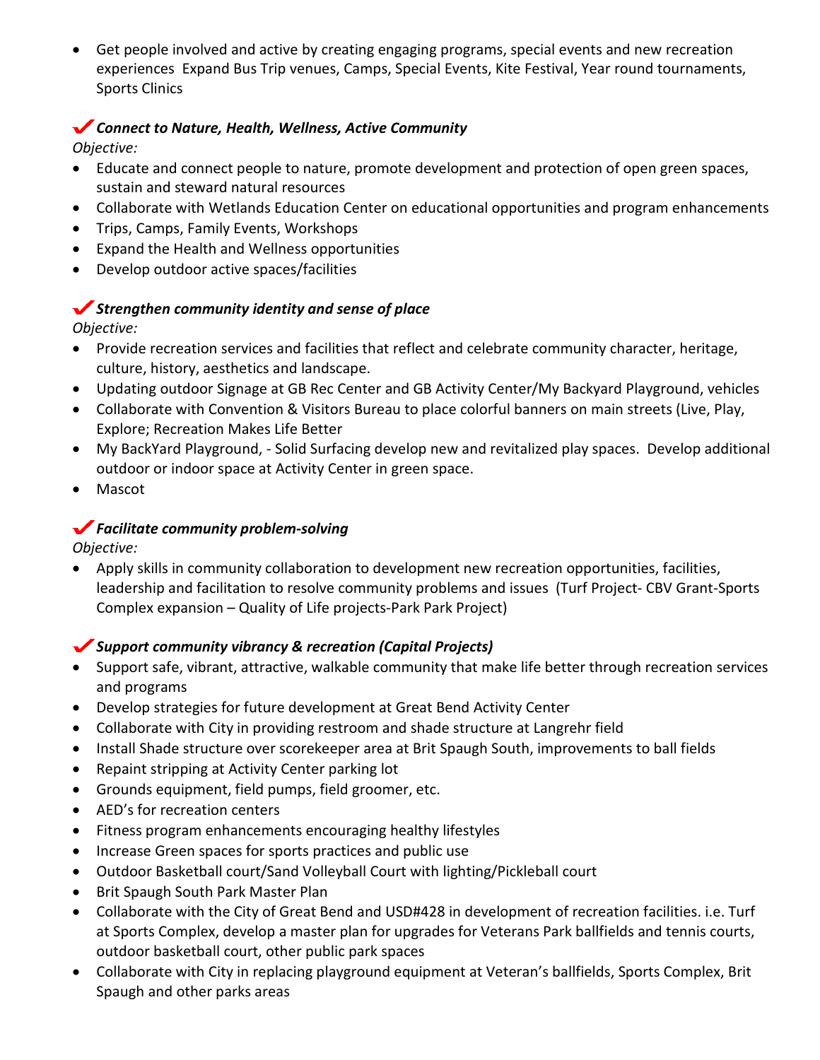- Get people involved and active by creating engaging programs, special events and new recreation experiences  Expand Bus Trip venues, Camps, Special Events, Kite Festival, Year round tournaments, Sports Clinics

### ✔ ***Connect to Nature, Health, Wellness, Active Community***

*Objective:*

- Educate and connect people to nature, promote development and protection of open green spaces, sustain and steward natural resources
- Collaborate with Wetlands Education Center on educational opportunities and program enhancements
- Trips, Camps, Family Events, Workshops
- Expand the Health and Wellness opportunities
- Develop outdoor active spaces/facilities

### ✔ ***Strengthen community identity and sense of place***

*Objective:*

- Provide recreation services and facilities that reflect and celebrate community character, heritage, culture, history, aesthetics and landscape.
- Updating outdoor Signage at GB Rec Center and GB Activity Center/My Backyard Playground, vehicles
- Collaborate with Convention & Visitors Bureau to place colorful banners on main streets (Live, Play, Explore; Recreation Makes Life Better
- My BackYard Playground, - Solid Surfacing develop new and revitalized play spaces.  Develop additional outdoor or indoor space at Activity Center in green space.
- Mascot

### ✔ ***Facilitate community problem-solving***

*Objective:*

- Apply skills in community collaboration to development new recreation opportunities, facilities, leadership and facilitation to resolve community problems and issues  (Turf Project- CBV Grant-Sports Complex expansion – Quality of Life projects-Park Park Project)

### ✔ ***Support community vibrancy & recreation (Capital Projects)***

- Support safe, vibrant, attractive, walkable community that make life better through recreation services and programs
- Develop strategies for future development at Great Bend Activity Center
- Collaborate with City in providing restroom and shade structure at Langrehr field
- Install Shade structure over scorekeeper area at Brit Spaugh South, improvements to ball fields
- Repaint stripping at Activity Center parking lot
- Grounds equipment, field pumps, field groomer, etc.
- AED's for recreation centers
- Fitness program enhancements encouraging healthy lifestyles
- Increase Green spaces for sports practices and public use
- Outdoor Basketball court/Sand Volleyball Court with lighting/Pickleball court
- Brit Spaugh South Park Master Plan
- Collaborate with the City of Great Bend and USD#428 in development of recreation facilities. i.e. Turf at Sports Complex, develop a master plan for upgrades for Veterans Park ballfields and tennis courts, outdoor basketball court, other public park spaces
- Collaborate with City in replacing playground equipment at Veteran's ballfields, Sports Complex, Brit Spaugh and other parks areas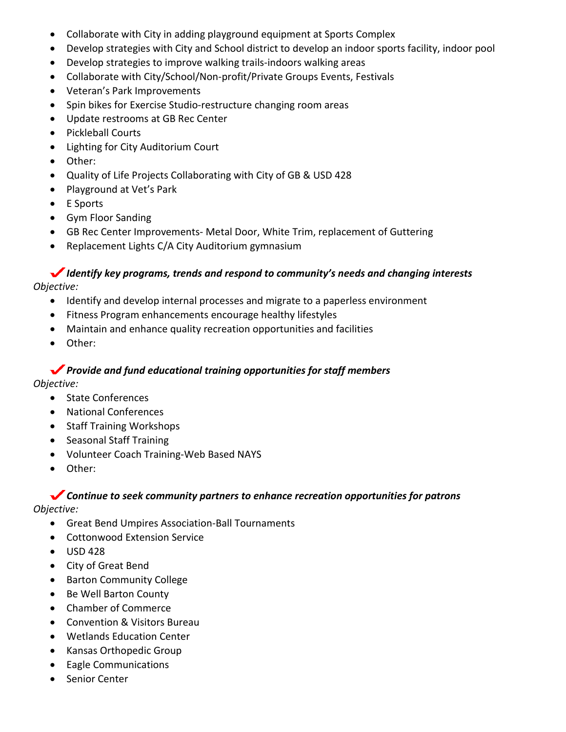- Collaborate with City in adding playground equipment at Sports Complex
- Develop strategies with City and School district to develop an indoor sports facility, indoor pool
- Develop strategies to improve walking trails-indoors walking areas
- Collaborate with City/School/Non-profit/Private Groups Events, Festivals
- Veteran's Park Improvements
- Spin bikes for Exercise Studio-restructure changing room areas
- Update restrooms at GB Rec Center
- Pickleball Courts
- Lighting for City Auditorium Court
- Other:
- Quality of Life Projects Collaborating with City of GB & USD 428
- Playground at Vet's Park
- E Sports
- Gym Floor Sanding
- GB Rec Center Improvements- Metal Door, White Trim, replacement of Guttering
- Replacement Lights C/A City Auditorium gymnasium

✔ ***Identify key programs, trends and respond to community's needs and changing interests***

*Objective:*

- Identify and develop internal processes and migrate to a paperless environment
- Fitness Program enhancements encourage healthy lifestyles
- Maintain and enhance quality recreation opportunities and facilities
- Other:

✔ ***Provide and fund educational training opportunities for staff members***

*Objective:*

- State Conferences
- National Conferences
- Staff Training Workshops
- Seasonal Staff Training
- Volunteer Coach Training-Web Based NAYS
- Other:

✔ ***Continue to seek community partners to enhance recreation opportunities for patrons***

*Objective:*

- Great Bend Umpires Association-Ball Tournaments
- Cottonwood Extension Service
- USD 428
- City of Great Bend
- Barton Community College
- Be Well Barton County
- Chamber of Commerce
- Convention & Visitors Bureau
- Wetlands Education Center
- Kansas Orthopedic Group
- Eagle Communications
- Senior Center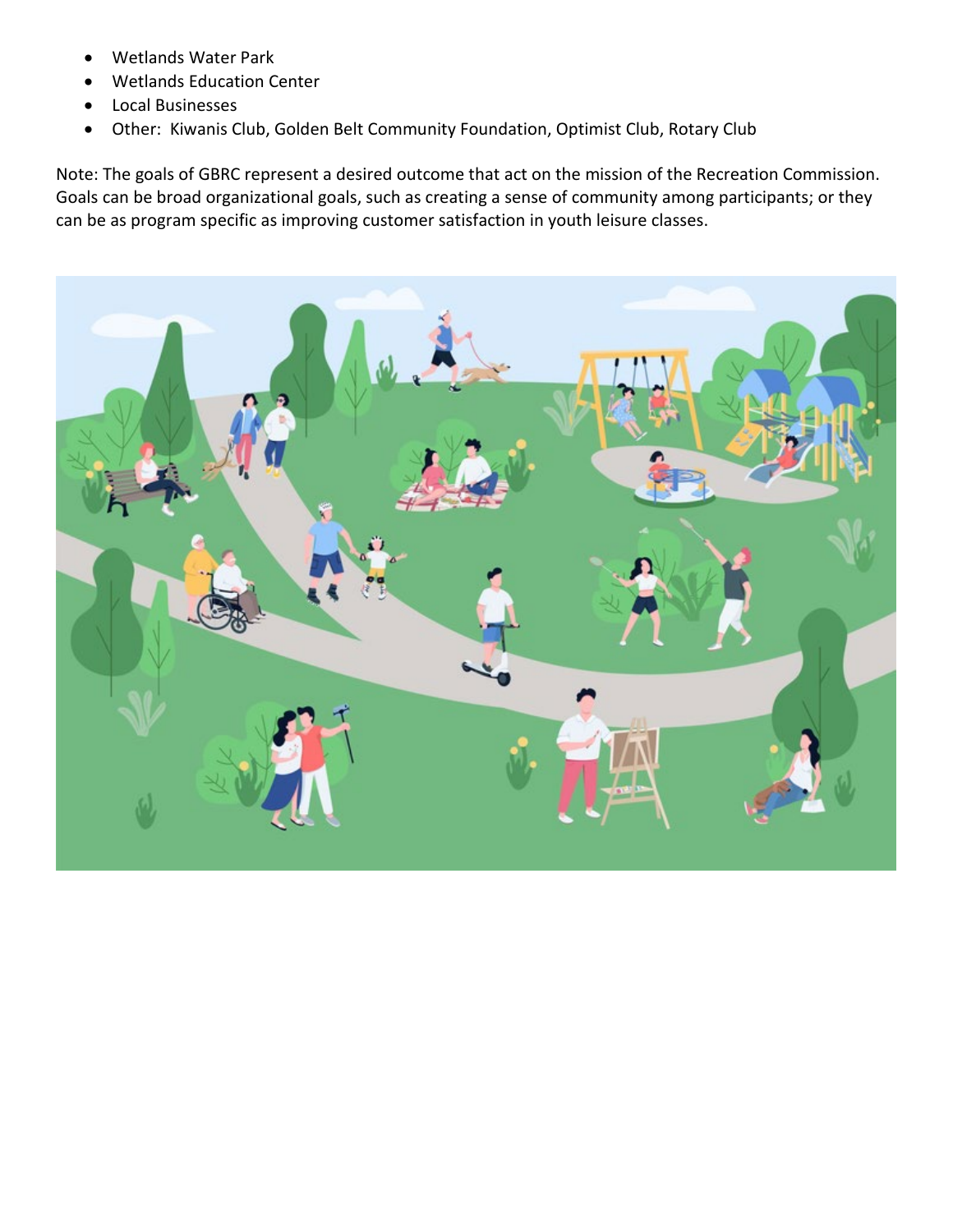- Wetlands Water Park
- Wetlands Education Center
- Local Businesses
- Other: Kiwanis Club, Golden Belt Community Foundation, Optimist Club, Rotary Club

Note: The goals of GBRC represent a desired outcome that act on the mission of the Recreation Commission. Goals can be broad organizational goals, such as creating a sense of community among participants; or they can be as program specific as improving customer satisfaction in youth leisure classes.